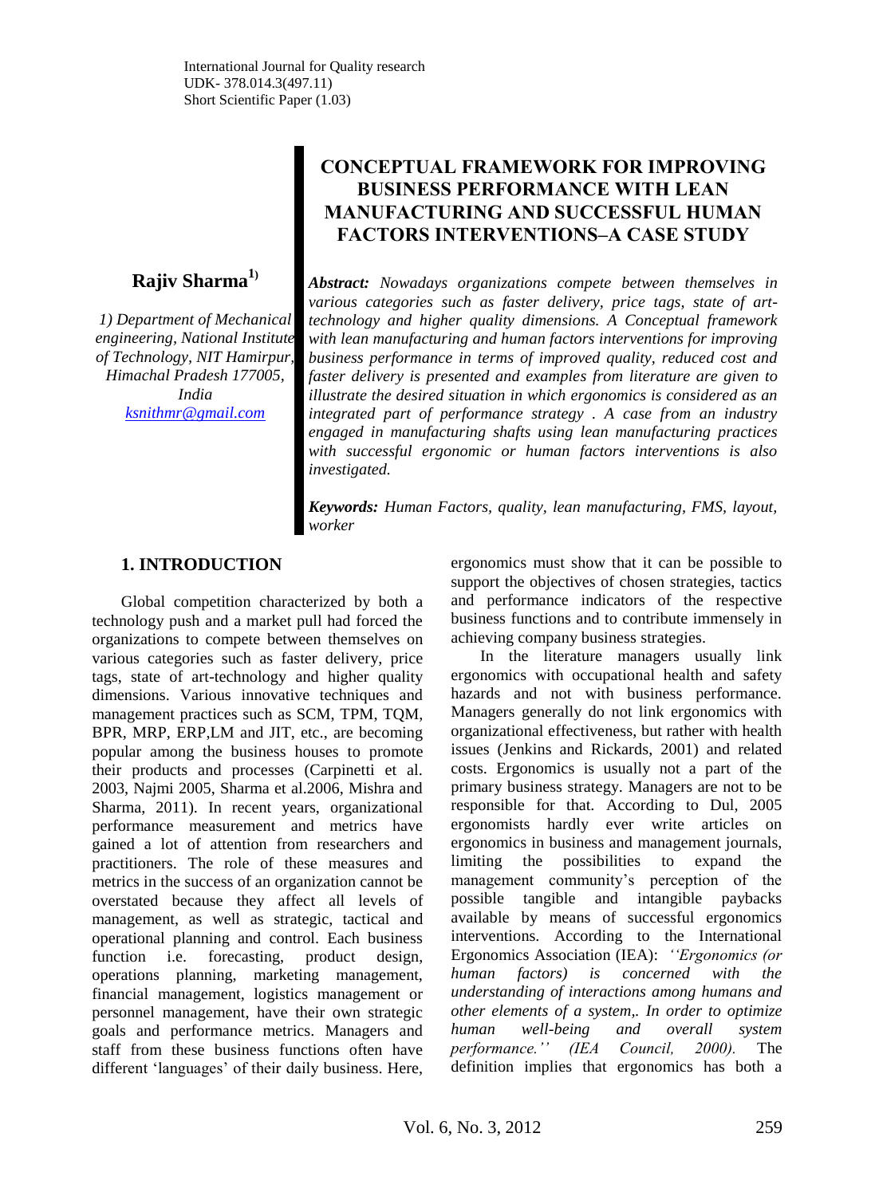International Journal for Quality research
UDK- 378.014.3(497.11)
Short Scientific Paper (1.03)

# CONCEPTUAL FRAMEWORK FOR IMPROVING BUSINESS PERFORMANCE WITH LEAN MANUFACTURING AND SUCCESSFUL HUMAN FACTORS INTERVENTIONS–A CASE STUDY

**Rajiv Sharma[1)]**

*1) Department of Mechanical engineering, National Institute of Technology, NIT Hamirpur, Himachal Pradesh 177005, India*
*ksnithmr@gmail.com*

***Abstract:*** *Nowadays organizations compete between themselves in various categories such as faster delivery, price tags, state of art-technology and higher quality dimensions. A Conceptual framework with lean manufacturing and human factors interventions for improving business performance in terms of improved quality, reduced cost and faster delivery is presented and examples from literature are given to illustrate the desired situation in which ergonomics is considered as an integrated part of performance strategy . A case from an industry engaged in manufacturing shafts using lean manufacturing practices with successful ergonomic or human factors interventions is also investigated.*

***Keywords:*** *Human Factors, quality, lean manufacturing, FMS, layout, worker*

## 1. INTRODUCTION

Global competition characterized by both a technology push and a market pull had forced the organizations to compete between themselves on various categories such as faster delivery, price tags, state of art-technology and higher quality dimensions. Various innovative techniques and management practices such as SCM, TPM, TQM, BPR, MRP, ERP,LM and JIT, etc., are becoming popular among the business houses to promote their products and processes (Carpinetti et al. 2003, Najmi 2005, Sharma et al.2006, Mishra and Sharma, 2011). In recent years, organizational performance measurement and metrics have gained a lot of attention from researchers and practitioners. The role of these measures and metrics in the success of an organization cannot be overstated because they affect all levels of management, as well as strategic, tactical and operational planning and control. Each business function i.e. forecasting, product design, operations planning, marketing management, financial management, logistics management or personnel management, have their own strategic goals and performance metrics. Managers and staff from these business functions often have different 'languages' of their daily business. Here, ergonomics must show that it can be possible to support the objectives of chosen strategies, tactics and performance indicators of the respective business functions and to contribute immensely in achieving company business strategies.

In the literature managers usually link ergonomics with occupational health and safety hazards and not with business performance. Managers generally do not link ergonomics with organizational effectiveness, but rather with health issues (Jenkins and Rickards, 2001) and related costs. Ergonomics is usually not a part of the primary business strategy. Managers are not to be responsible for that. According to Dul, 2005 ergonomists hardly ever write articles on ergonomics in business and management journals, limiting the possibilities to expand the management community's perception of the possible tangible and intangible paybacks available by means of successful ergonomics interventions. According to the International Ergonomics Association (IEA): *''Ergonomics (or human factors) is concerned with the understanding of interactions among humans and other elements of a system,. In order to optimize human well-being and overall system performance.'' (IEA Council, 2000).* The definition implies that ergonomics has both a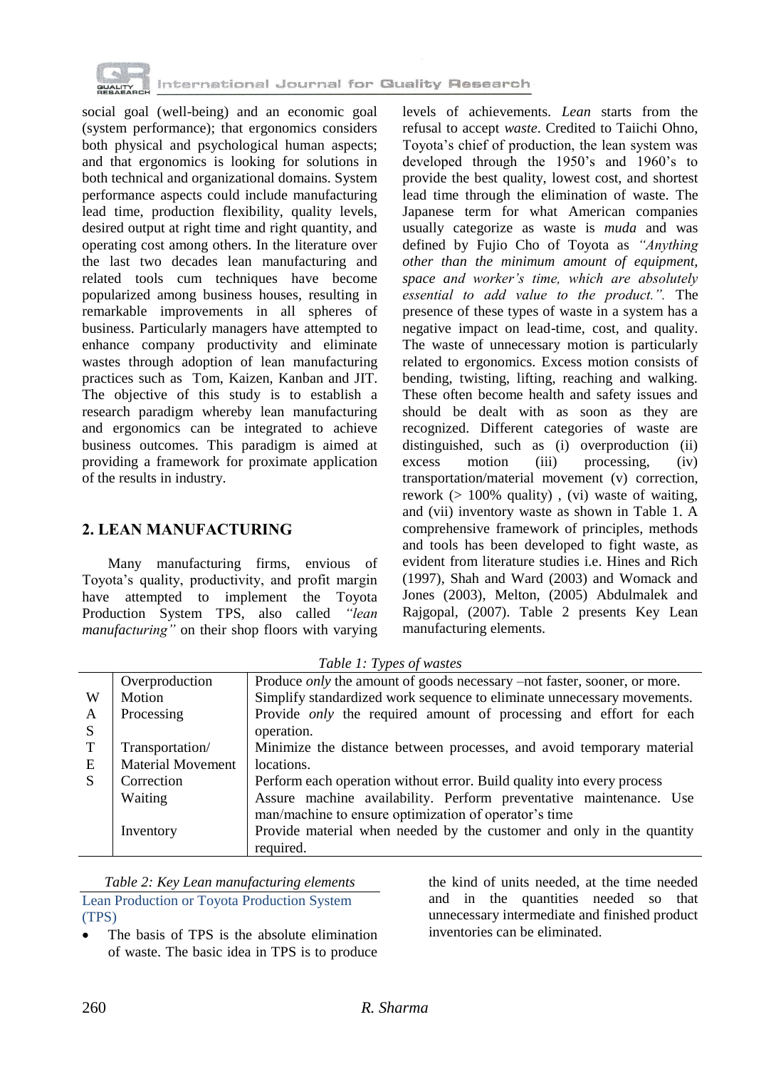social goal (well-being) and an economic goal (system performance); that ergonomics considers both physical and psychological human aspects; and that ergonomics is looking for solutions in both technical and organizational domains. System performance aspects could include manufacturing lead time, production flexibility, quality levels, desired output at right time and right quantity, and operating cost among others. In the literature over the last two decades lean manufacturing and related tools cum techniques have become popularized among business houses, resulting in remarkable improvements in all spheres of business. Particularly managers have attempted to enhance company productivity and eliminate wastes through adoption of lean manufacturing practices such as Tom, Kaizen, Kanban and JIT. The objective of this study is to establish a research paradigm whereby lean manufacturing and ergonomics can be integrated to achieve business outcomes. This paradigm is aimed at providing a framework for proximate application of the results in industry.

## 2. LEAN MANUFACTURING

Many manufacturing firms, envious of Toyota's quality, productivity, and profit margin have attempted to implement the Toyota Production System TPS, also called *"lean manufacturing"* on their shop floors with varying levels of achievements. *Lean* starts from the refusal to accept *waste*. Credited to Taiichi Ohno, Toyota's chief of production, the lean system was developed through the 1950's and 1960's to provide the best quality, lowest cost, and shortest lead time through the elimination of waste. The Japanese term for what American companies usually categorize as waste is *muda* and was defined by Fujio Cho of Toyota as *"Anything other than the minimum amount of equipment, space and worker's time, which are absolutely essential to add value to the product."*. The presence of these types of waste in a system has a negative impact on lead-time, cost, and quality. The waste of unnecessary motion is particularly related to ergonomics. Excess motion consists of bending, twisting, lifting, reaching and walking. These often become health and safety issues and should be dealt with as soon as they are recognized. Different categories of waste are distinguished, such as (i) overproduction (ii) excess motion (iii) processing, (iv) transportation/material movement (v) correction, rework (> 100% quality) , (vi) waste of waiting, and (vii) inventory waste as shown in Table 1. A comprehensive framework of principles, methods and tools has been developed to fight waste, as evident from literature studies i.e. Hines and Rich (1997), Shah and Ward (2003) and Womack and Jones (2003), Melton, (2005) Abdulmalek and Rajgopal, (2007). Table 2 presents Key Lean manufacturing elements.

*Table 1: Types of wastes*

| | | |
|---|---|---|
| WASTES | Overproduction | Produce *only* the amount of goods necessary –not faster, sooner, or more. |
| | Motion | Simplify standardized work sequence to eliminate unnecessary movements. |
| | Processing | Provide *only* the required amount of processing and effort for each operation. |
| | Transportation/ Material Movement | Minimize the distance between processes, and avoid temporary material locations. |
| | Correction | Perform each operation without error. Build quality into every process |
| | Waiting | Assure machine availability. Perform preventative maintenance. Use man/machine to ensure optimization of operator's time |
| | Inventory | Provide material when needed by the customer and only in the quantity required. |

*Table 2: Key Lean manufacturing elements*

Lean Production or Toyota Production System (TPS)

- The basis of TPS is the absolute elimination of waste. The basic idea in TPS is to produce the kind of units needed, at the time needed and in the quantities needed so that unnecessary intermediate and finished product inventories can be eliminated.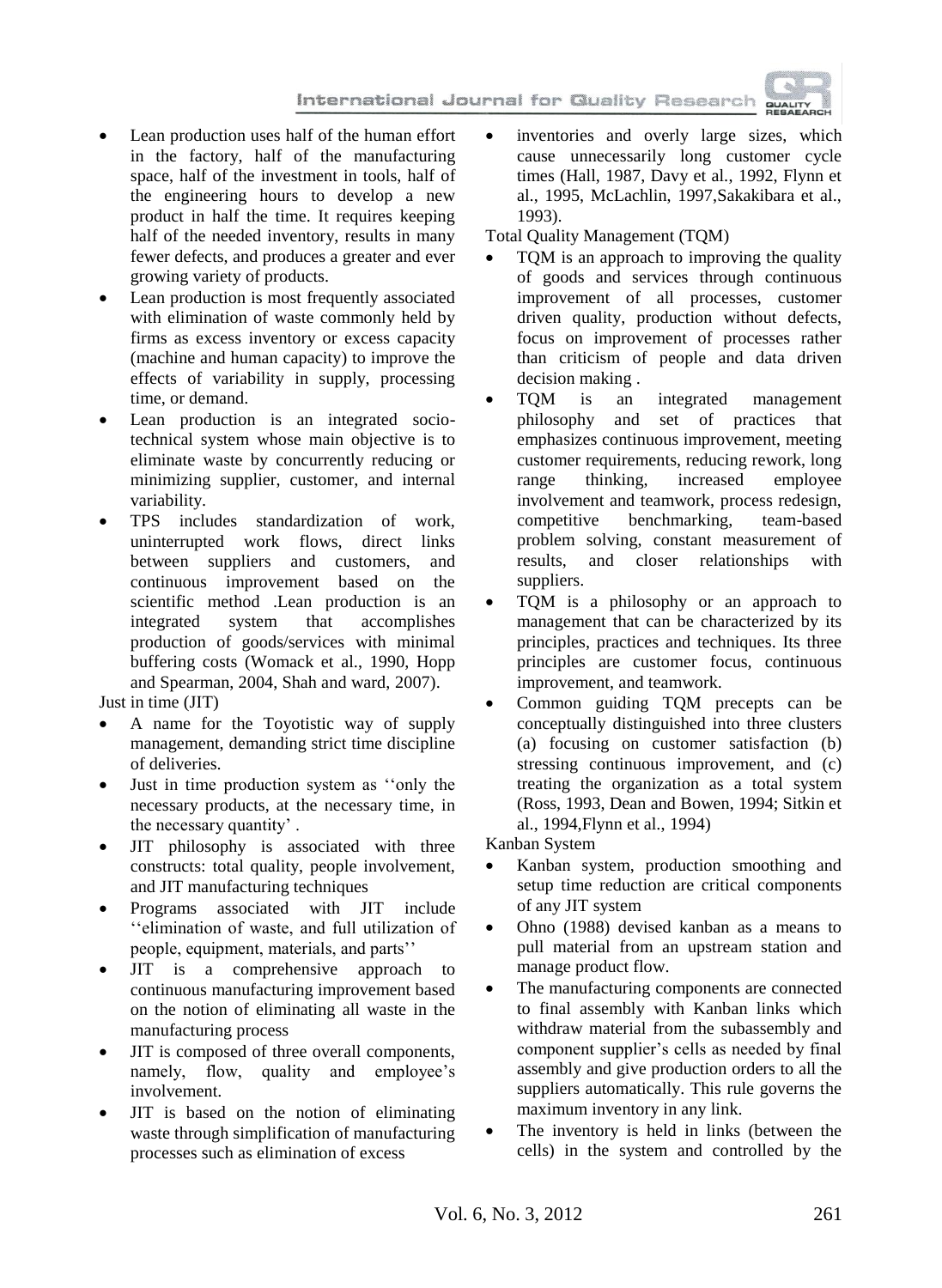- Lean production uses half of the human effort in the factory, half of the manufacturing space, half of the investment in tools, half of the engineering hours to develop a new product in half the time. It requires keeping half of the needed inventory, results in many fewer defects, and produces a greater and ever growing variety of products.
- Lean production is most frequently associated with elimination of waste commonly held by firms as excess inventory or excess capacity (machine and human capacity) to improve the effects of variability in supply, processing time, or demand.
- Lean production is an integrated socio-technical system whose main objective is to eliminate waste by concurrently reducing or minimizing supplier, customer, and internal variability.
- TPS includes standardization of work, uninterrupted work flows, direct links between suppliers and customers, and continuous improvement based on the scientific method .Lean production is an integrated system that accomplishes production of goods/services with minimal buffering costs (Womack et al., 1990, Hopp and Spearman, 2004, Shah and ward, 2007).

Just in time (JIT)

- A name for the Toyotistic way of supply management, demanding strict time discipline of deliveries.
- Just in time production system as ''only the necessary products, at the necessary time, in the necessary quantity' .
- JIT philosophy is associated with three constructs: total quality, people involvement, and JIT manufacturing techniques
- Programs associated with JIT include ''elimination of waste, and full utilization of people, equipment, materials, and parts''
- JIT is a comprehensive approach to continuous manufacturing improvement based on the notion of eliminating all waste in the manufacturing process
- JIT is composed of three overall components, namely, flow, quality and employee's involvement.
- JIT is based on the notion of eliminating waste through simplification of manufacturing processes such as elimination of excess inventories and overly large sizes, which cause unnecessarily long customer cycle times (Hall, 1987, Davy et al., 1992, Flynn et al., 1995, McLachlin, 1997,Sakakibara et al., 1993).

Total Quality Management (TQM)

- TQM is an approach to improving the quality of goods and services through continuous improvement of all processes, customer driven quality, production without defects, focus on improvement of processes rather than criticism of people and data driven decision making .
- TQM is an integrated management philosophy and set of practices that emphasizes continuous improvement, meeting customer requirements, reducing rework, long range thinking, increased employee involvement and teamwork, process redesign, competitive benchmarking, team-based problem solving, constant measurement of results, and closer relationships with suppliers.
- TQM is a philosophy or an approach to management that can be characterized by its principles, practices and techniques. Its three principles are customer focus, continuous improvement, and teamwork.
- Common guiding TQM precepts can be conceptually distinguished into three clusters (a) focusing on customer satisfaction (b) stressing continuous improvement, and (c) treating the organization as a total system (Ross, 1993, Dean and Bowen, 1994; Sitkin et al., 1994,Flynn et al., 1994)

Kanban System

- Kanban system, production smoothing and setup time reduction are critical components of any JIT system
- Ohno (1988) devised kanban as a means to pull material from an upstream station and manage product flow.
- The manufacturing components are connected to final assembly with Kanban links which withdraw material from the subassembly and component supplier's cells as needed by final assembly and give production orders to all the suppliers automatically. This rule governs the maximum inventory in any link.
- The inventory is held in links (between the cells) in the system and controlled by the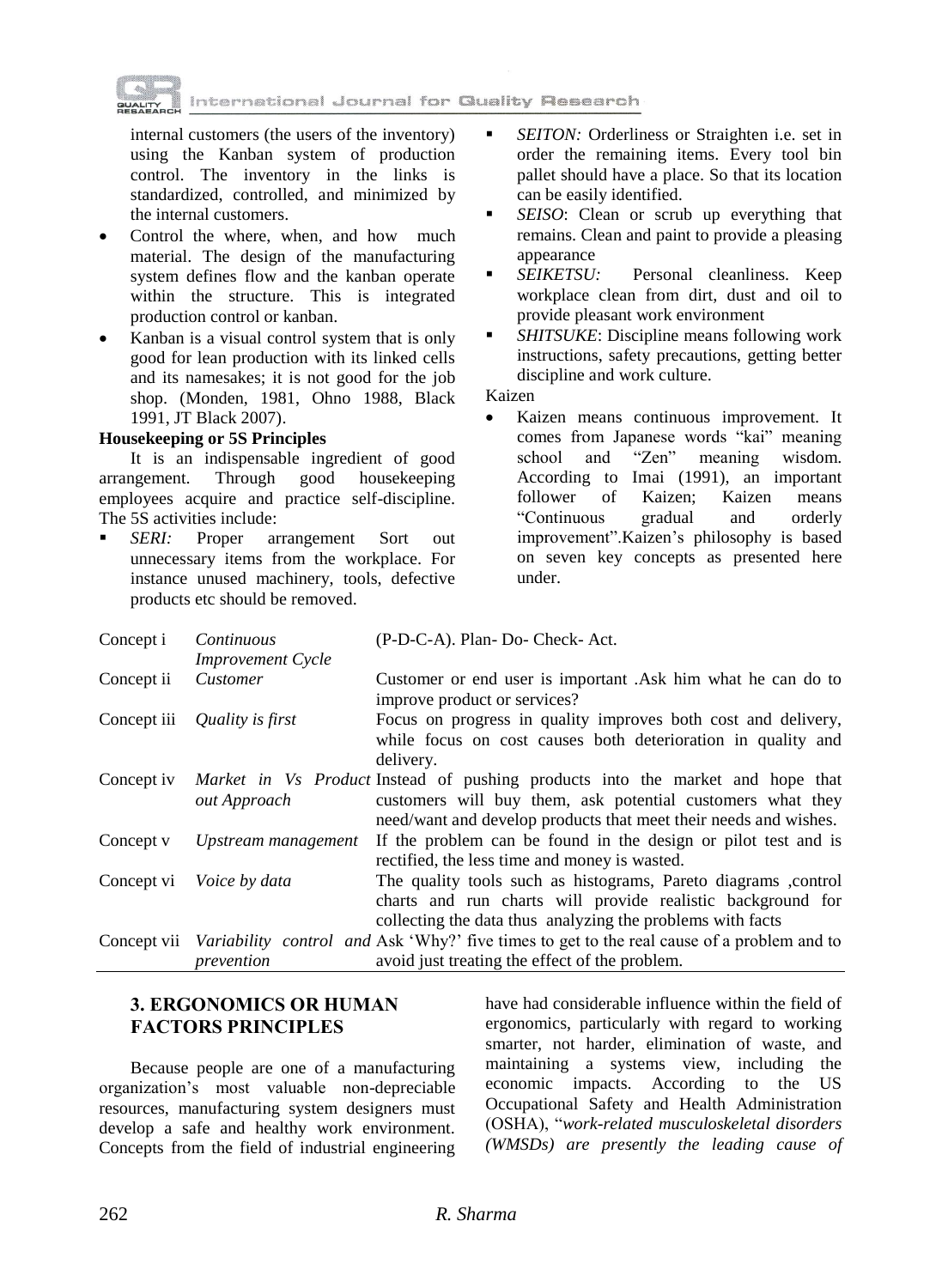internal customers (the users of the inventory) using the Kanban system of production control. The inventory in the links is standardized, controlled, and minimized by the internal customers.

- Control the where, when, and how much material. The design of the manufacturing system defines flow and the kanban operate within the structure. This is integrated production control or kanban.
- Kanban is a visual control system that is only good for lean production with its linked cells and its namesakes; it is not good for the job shop. (Monden, 1981, Ohno 1988, Black 1991, JT Black 2007).

**Housekeeping or 5S Principles**

It is an indispensable ingredient of good arrangement. Through good housekeeping employees acquire and practice self-discipline. The 5S activities include:

- *SERI:* Proper arrangement Sort out unnecessary items from the workplace. For instance unused machinery, tools, defective products etc should be removed.
- *SEITON:* Orderliness or Straighten i.e. set in order the remaining items. Every tool bin pallet should have a place. So that its location can be easily identified.
- *SEISO*: Clean or scrub up everything that remains. Clean and paint to provide a pleasing appearance
- *SEIKETSU:* Personal cleanliness. Keep workplace clean from dirt, dust and oil to provide pleasant work environment
- *SHITSUKE*: Discipline means following work instructions, safety precautions, getting better discipline and work culture.

Kaizen

- Kaizen means continuous improvement. It comes from Japanese words "kai" meaning school and "Zen" meaning wisdom. According to Imai (1991), an important follower of Kaizen; Kaizen means "Continuous gradual and orderly improvement".Kaizen's philosophy is based on seven key concepts as presented here under.

| | | |
|---|---|---|
| Concept i | *Continuous Improvement Cycle* | (P-D-C-A). Plan- Do- Check- Act. |
| Concept ii | *Customer* | Customer or end user is important .Ask him what he can do to improve product or services? |
| Concept iii | *Quality is first* | Focus on progress in quality improves both cost and delivery, while focus on cost causes both deterioration in quality and delivery. |
| Concept iv | *Market in Vs Product out Approach* | Instead of pushing products into the market and hope that customers will buy them, ask potential customers what they need/want and develop products that meet their needs and wishes. |
| Concept v | *Upstream management* | If the problem can be found in the design or pilot test and is rectified, the less time and money is wasted. |
| Concept vi | *Voice by data* | The quality tools such as histograms, Pareto diagrams ,control charts and run charts will provide realistic background for collecting the data thus analyzing the problems with facts |
| Concept vii | *Variability control and prevention* | Ask 'Why?' five times to get to the real cause of a problem and to avoid just treating the effect of the problem. |

## 3. ERGONOMICS OR HUMAN FACTORS PRINCIPLES

Because people are one of a manufacturing organization's most valuable non-depreciable resources, manufacturing system designers must develop a safe and healthy work environment. Concepts from the field of industrial engineering have had considerable influence within the field of ergonomics, particularly with regard to working smarter, not harder, elimination of waste, and maintaining a systems view, including the economic impacts. According to the US Occupational Safety and Health Administration (OSHA), "*work-related musculoskeletal disorders (WMSDs) are presently the leading cause of*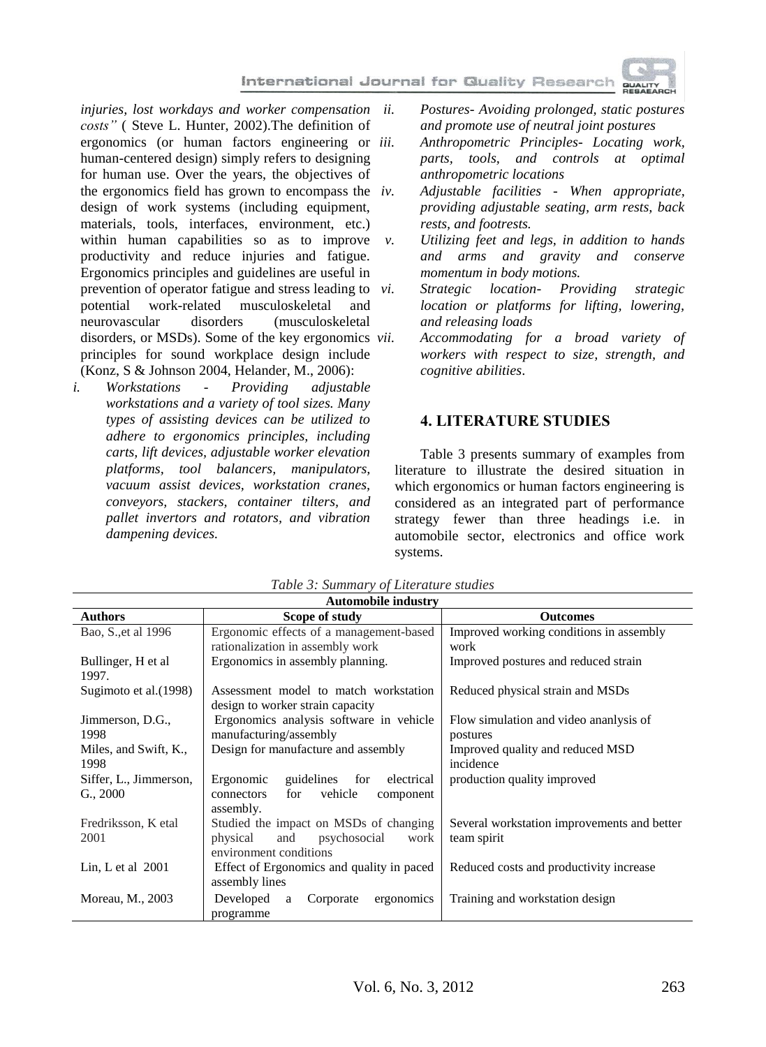*injuries, lost workdays and worker compensation costs"* ( Steve L. Hunter, 2002).The definition of ergonomics (or human factors engineering or human-centered design) simply refers to designing for human use. Over the years, the objectives of the ergonomics field has grown to encompass the design of work systems (including equipment, materials, tools, interfaces, environment, etc.) within human capabilities so as to improve productivity and reduce injuries and fatigue. Ergonomics principles and guidelines are useful in prevention of operator fatigue and stress leading to potential work-related musculoskeletal and neurovascular disorders (musculoskeletal disorders, or MSDs). Some of the key ergonomics principles for sound workplace design include (Konz, S & Johnson 2004, Helander, M., 2006):

i. *Workstations - Providing adjustable workstations and a variety of tool sizes. Many types of assisting devices can be utilized to adhere to ergonomics principles, including carts, lift devices, adjustable worker elevation platforms, tool balancers, manipulators, vacuum assist devices, workstation cranes, conveyors, stackers, container tilters, and pallet invertors and rotators, and vibration dampening devices.*
ii. *Postures- Avoiding prolonged, static postures and promote use of neutral joint postures*
iii. *Anthropometric Principles- Locating work, parts, tools, and controls at optimal anthropometric locations*
iv. *Adjustable facilities - When appropriate, providing adjustable seating, arm rests, back rests, and footrests.*
v. *Utilizing feet and legs, in addition to hands and arms and gravity and conserve momentum in body motions.*
vi. *Strategic location- Providing strategic location or platforms for lifting, lowering, and releasing loads*
vii. *Accommodating for a broad variety of workers with respect to size, strength, and cognitive abilities.*

## 4. LITERATURE STUDIES

Table 3 presents summary of examples from literature to illustrate the desired situation in which ergonomics or human factors engineering is considered as an integrated part of performance strategy fewer than three headings i.e. in automobile sector, electronics and office work systems.

*Table 3: Summary of Literature studies*

| **Automobile industry** | | |
|---|---|---|
| **Authors** | **Scope of study** | **Outcomes** |
| Bao, S.,et al 1996 | Ergonomic effects of a management-based rationalization in assembly work | Improved working conditions in assembly work |
| Bullinger, H et al 1997. | Ergonomics in assembly planning. | Improved postures and reduced strain |
| Sugimoto et al.(1998) | Assessment model to match workstation design to worker strain capacity | Reduced physical strain and MSDs |
| Jimmerson, D.G., 1998 | Ergonomics analysis software in vehicle manufacturing/assembly | Flow simulation and video ananlysis of postures |
| Miles, and Swift, K., 1998 | Design for manufacture and assembly | Improved quality and reduced MSD incidence |
| Siffer, L., Jimmerson, G., 2000 | Ergonomic guidelines for electrical connectors for vehicle component assembly. | production quality improved |
| Fredriksson, K etal 2001 | Studied the impact on MSDs of changing physical and psychosocial work environment conditions | Several workstation improvements and better team spirit |
| Lin, L et al 2001 | Effect of Ergonomics and quality in paced assembly lines | Reduced costs and productivity increase |
| Moreau, M., 2003 | Developed a Corporate ergonomics programme | Training and workstation design |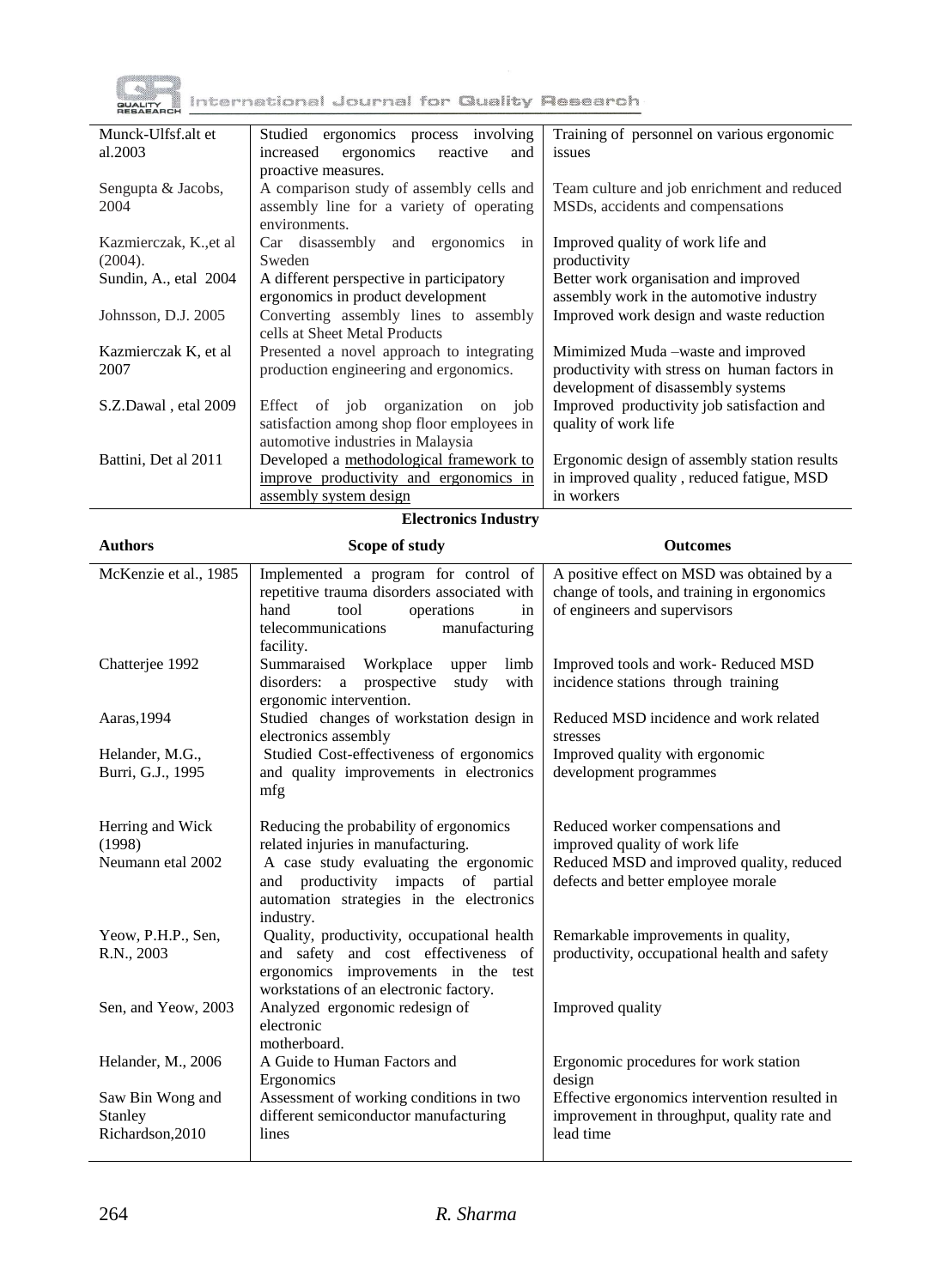| | | |
|---|---|---|
| Munck-Ulfsf.alt et al.2003 | Studied ergonomics process involving increased ergonomics reactive and proactive measures. | Training of personnel on various ergonomic issues |
| Sengupta & Jacobs, 2004 | A comparison study of assembly cells and assembly line for a variety of operating environments. | Team culture and job enrichment and reduced MSDs, accidents and compensations |
| Kazmierczak, K.,et al (2004). | Car disassembly and ergonomics in Sweden | Improved quality of work life and productivity |
| Sundin, A., etal 2004 | A different perspective in participatory ergonomics in product development | Better work organisation and improved assembly work in the automotive industry |
| Johnsson, D.J. 2005 | Converting assembly lines to assembly cells at Sheet Metal Products | Improved work design and waste reduction |
| Kazmierczak K, et al 2007 | Presented a novel approach to integrating production engineering and ergonomics. | Mimimized Muda –waste and improved productivity with stress on human factors in development of disassembly systems |
| S.Z.Dawal , etal 2009 | Effect of job organization on job satisfaction among shop floor employees in automotive industries in Malaysia | Improved productivity job satisfaction and quality of work life |
| Battini, Det al 2011 | Developed a methodological framework to improve productivity and ergonomics in assembly system design | Ergonomic design of assembly station results in improved quality , reduced fatigue, MSD in workers |

**Electronics Industry**

| Authors | Scope of study | Outcomes |
|---|---|---|
| McKenzie et al., 1985 | Implemented a program for control of repetitive trauma disorders associated with hand tool operations in telecommunications manufacturing facility. | A positive effect on MSD was obtained by a change of tools, and training in ergonomics of engineers and supervisors |
| Chatterjee 1992 | Summaraised Workplace upper limb disorders: a prospective study with ergonomic intervention. | Improved tools and work- Reduced MSD incidence stations through training |
| Aaras,1994 | Studied changes of workstation design in electronics assembly | Reduced MSD incidence and work related stresses |
| Helander, M.G., Burri, G.J., 1995 | Studied Cost-effectiveness of ergonomics and quality improvements in electronics mfg | Improved quality with ergonomic development programmes |
| Herring and Wick (1998) | Reducing the probability of ergonomics related injuries in manufacturing. | Reduced worker compensations and improved quality of work life |
| Neumann etal 2002 | A case study evaluating the ergonomic and productivity impacts of partial automation strategies in the electronics industry. | Reduced MSD and improved quality, reduced defects and better employee morale |
| Yeow, P.H.P., Sen, R.N., 2003 | Quality, productivity, occupational health and safety and cost effectiveness of ergonomics improvements in the test workstations of an electronic factory. | Remarkable improvements in quality, productivity, occupational health and safety |
| Sen, and Yeow, 2003 | Analyzed ergonomic redesign of electronic motherboard. | Improved quality |
| Helander, M., 2006 | A Guide to Human Factors and Ergonomics | Ergonomic procedures for work station design |
| Saw Bin Wong and Stanley Richardson,2010 | Assessment of working conditions in two different semiconductor manufacturing lines | Effective ergonomics intervention resulted in improvement in throughput, quality rate and lead time |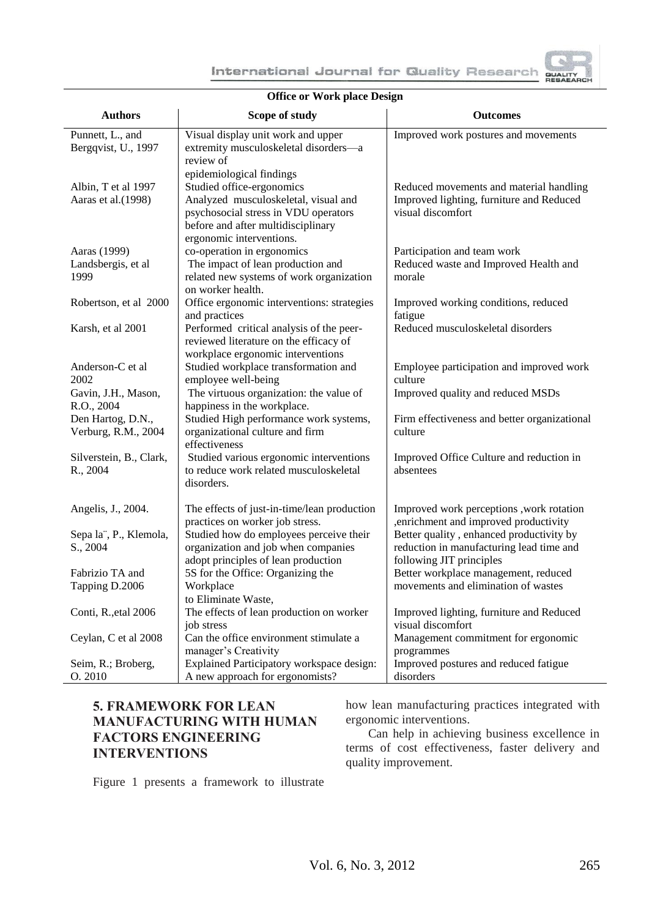**Office or Work place Design**

| Authors | Scope of study | Outcomes |
|---|---|---|
| Punnett, L., and Bergqvist, U., 1997 | Visual display unit work and upper extremity musculoskeletal disorders—a review of epidemiological findings | Improved work postures and movements |
| Albin, T et al 1997 | Studied office-ergonomics | Reduced movements and material handling |
| Aaras et al.(1998) | Analyzed musculoskeletal, visual and psychosocial stress in VDU operators before and after multidisciplinary ergonomic interventions. | Improved lighting, furniture and Reduced visual discomfort |
| Aaras (1999) | co-operation in ergonomics | Participation and team work |
| Landsbergis, et al 1999 | The impact of lean production and related new systems of work organization on worker health. | Reduced waste and Improved Health and morale |
| Robertson, et al 2000 | Office ergonomic interventions: strategies and practices | Improved working conditions, reduced fatigue |
| Karsh, et al 2001 | Performed critical analysis of the peer-reviewed literature on the efficacy of workplace ergonomic interventions | Reduced musculoskeletal disorders |
| Anderson-C et al 2002 | Studied workplace transformation and employee well-being | Employee participation and improved work culture |
| Gavin, J.H., Mason, R.O., 2004 | The virtuous organization: the value of happiness in the workplace. | Improved quality and reduced MSDs |
| Den Hartog, D.N., Verburg, R.M., 2004 | Studied High performance work systems, organizational culture and firm effectiveness | Firm effectiveness and better organizational culture |
| Silverstein, B., Clark, R., 2004 | Studied various ergonomic interventions to reduce work related musculoskeletal disorders. | Improved Office Culture and reduction in absentees |
| Angelis, J., 2004. | The effects of just-in-time/lean production practices on worker job stress. | Improved work perceptions ,work rotation ,enrichment and improved productivity |
| Sepa la¨, P., Klemola, S., 2004 | Studied how do employees perceive their organization and job when companies adopt principles of lean production | Better quality , enhanced productivity by reduction in manufacturing lead time and following JIT principles |
| Fabrizio TA and Tapping D.2006 | 5S for the Office: Organizing the Workplace to Eliminate Waste, | Better workplace management, reduced movements and elimination of wastes |
| Conti, R.,etal 2006 | The effects of lean production on worker job stress | Improved lighting, furniture and Reduced visual discomfort |
| Ceylan, C et al 2008 | Can the office environment stimulate a manager's Creativity | Management commitment for ergonomic programmes |
| Seim, R.; Broberg, O. 2010 | Explained Participatory workspace design: A new approach for ergonomists? | Improved postures and reduced fatigue disorders |

## 5. FRAMEWORK FOR LEAN MANUFACTURING WITH HUMAN FACTORS ENGINEERING INTERVENTIONS

Figure 1 presents a framework to illustrate how lean manufacturing practices integrated with ergonomic interventions.

Can help in achieving business excellence in terms of cost effectiveness, faster delivery and quality improvement.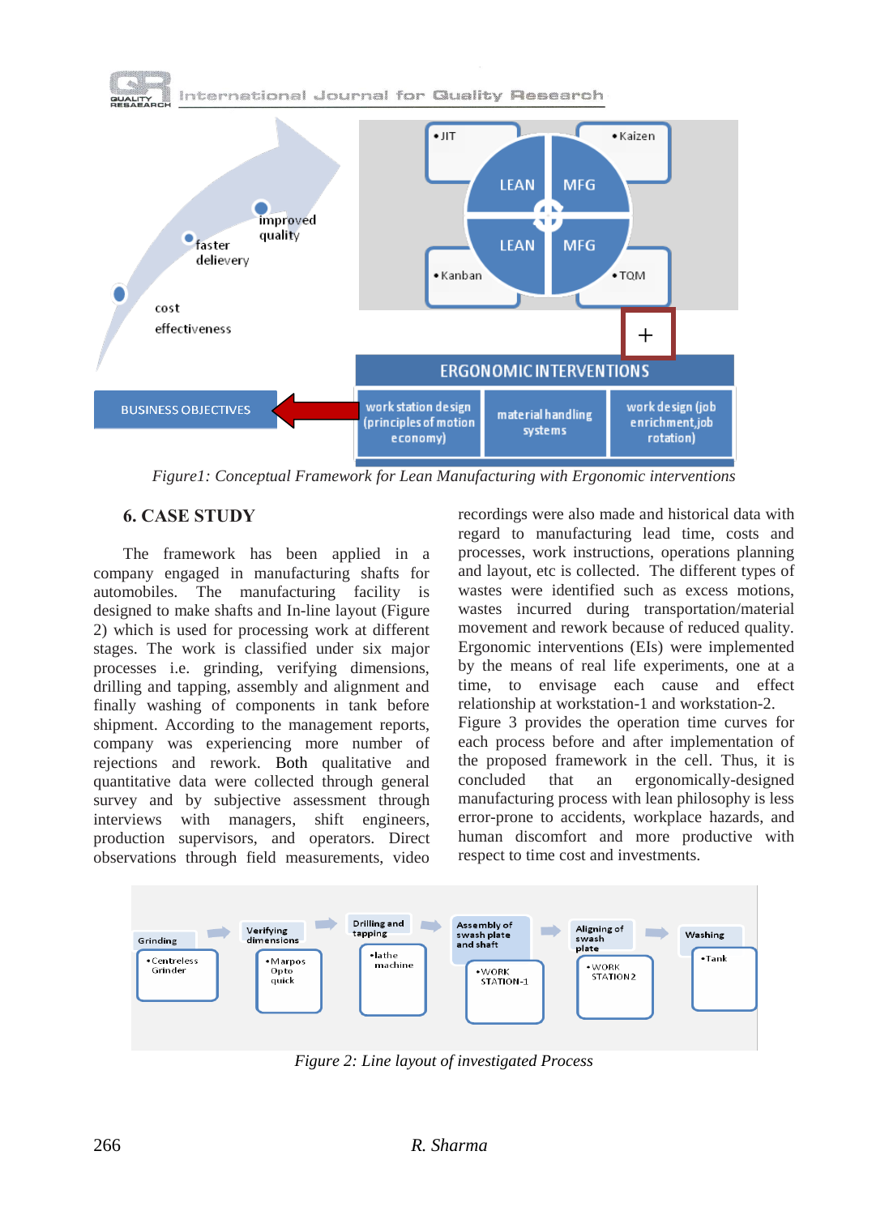Figure1: Conceptual Framework for Lean Manufacturing with Ergonomic interventions

## 6. CASE STUDY

The framework has been applied in a company engaged in manufacturing shafts for automobiles. The manufacturing facility is designed to make shafts and In-line layout (Figure 2) which is used for processing work at different stages. The work is classified under six major processes i.e. grinding, verifying dimensions, drilling and tapping, assembly and alignment and finally washing of components in tank before shipment. According to the management reports, company was experiencing more number of rejections and rework. Both qualitative and quantitative data were collected through general survey and by subjective assessment through interviews with managers, shift engineers, production supervisors, and operators. Direct observations through field measurements, video recordings were also made and historical data with regard to manufacturing lead time, costs and processes, work instructions, operations planning and layout, etc is collected. The different types of wastes were identified such as excess motions, wastes incurred during transportation/material movement and rework because of reduced quality. Ergonomic interventions (EIs) were implemented by the means of real life experiments, one at a time, to envisage each cause and effect relationship at workstation-1 and workstation-2. Figure 3 provides the operation time curves for each process before and after implementation of the proposed framework in the cell. Thus, it is concluded that an ergonomically-designed manufacturing process with lean philosophy is less error-prone to accidents, workplace hazards, and human discomfort and more productive with respect to time cost and investments.

Figure 2: Line layout of investigated Process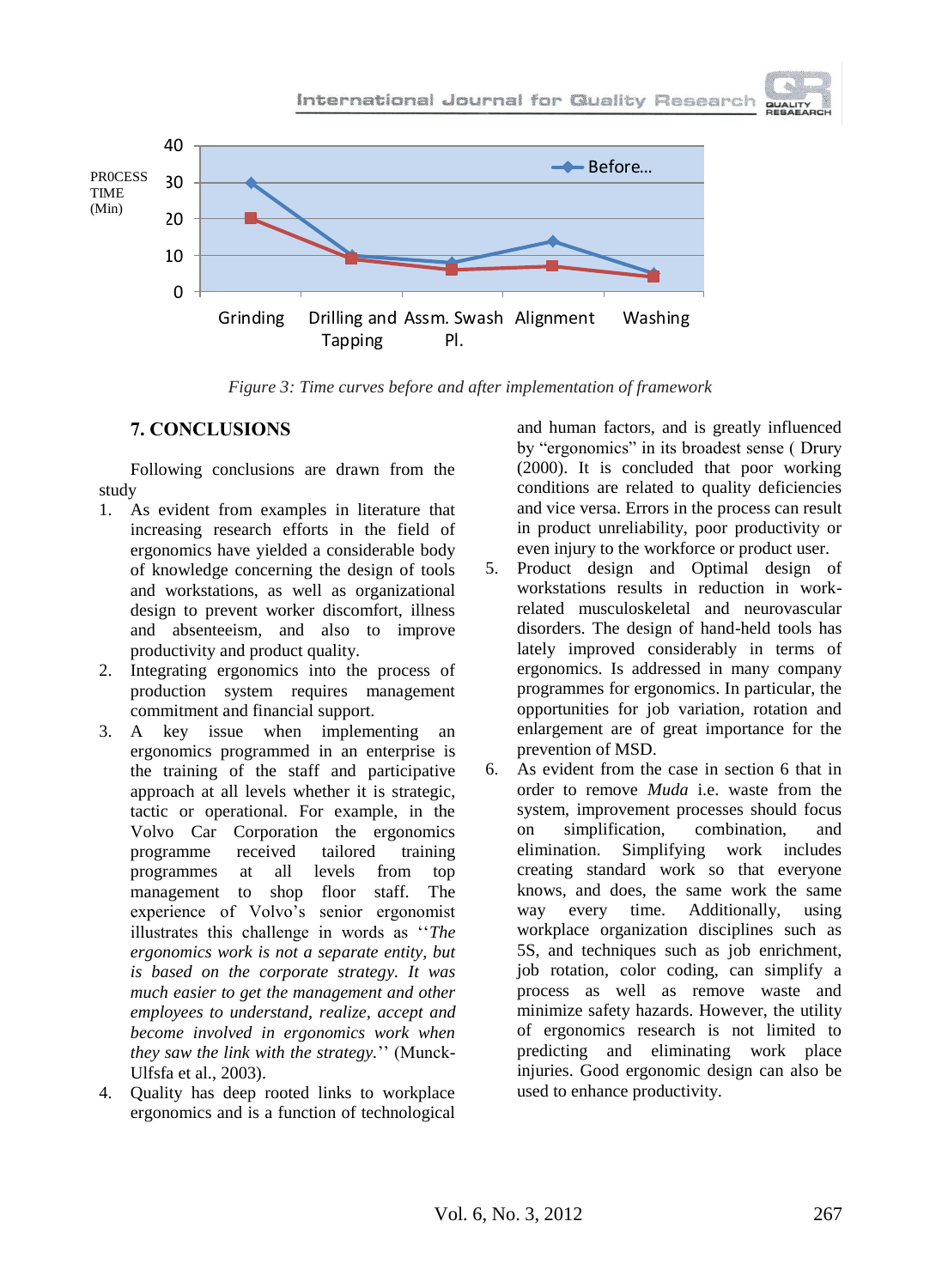*Figure 3: Time curves before and after implementation of framework*

## 7. CONCLUSIONS

Following conclusions are drawn from the study

1. As evident from examples in literature that increasing research efforts in the field of ergonomics have yielded a considerable body of knowledge concerning the design of tools and workstations, as well as organizational design to prevent worker discomfort, illness and absenteeism, and also to improve productivity and product quality.
2. Integrating ergonomics into the process of production system requires management commitment and financial support.
3. A key issue when implementing an ergonomics programmed in an enterprise is the training of the staff and participative approach at all levels whether it is strategic, tactic or operational. For example, in the Volvo Car Corporation the ergonomics programme received tailored training programmes at all levels from top management to shop floor staff. The experience of Volvo's senior ergonomist illustrates this challenge in words as ''*The ergonomics work is not a separate entity, but is based on the corporate strategy. It was much easier to get the management and other employees to understand, realize, accept and become involved in ergonomics work when they saw the link with the strategy.*'' (Munck-Ulfsfa et al., 2003).
4. Quality has deep rooted links to workplace ergonomics and is a function of technological and human factors, and is greatly influenced by "ergonomics" in its broadest sense ( Drury (2000). It is concluded that poor working conditions are related to quality deficiencies and vice versa. Errors in the process can result in product unreliability, poor productivity or even injury to the workforce or product user.
5. Product design and Optimal design of workstations results in reduction in work-related musculoskeletal and neurovascular disorders. The design of hand-held tools has lately improved considerably in terms of ergonomics. Is addressed in many company programmes for ergonomics. In particular, the opportunities for job variation, rotation and enlargement are of great importance for the prevention of MSD.
6. As evident from the case in section 6 that in order to remove *Muda* i.e. waste from the system, improvement processes should focus on simplification, combination, and elimination. Simplifying work includes creating standard work so that everyone knows, and does, the same work the same way every time. Additionally, using workplace organization disciplines such as 5S, and techniques such as job enrichment, job rotation, color coding, can simplify a process as well as remove waste and minimize safety hazards. However, the utility of ergonomics research is not limited to predicting and eliminating work place injuries. Good ergonomic design can also be used to enhance productivity.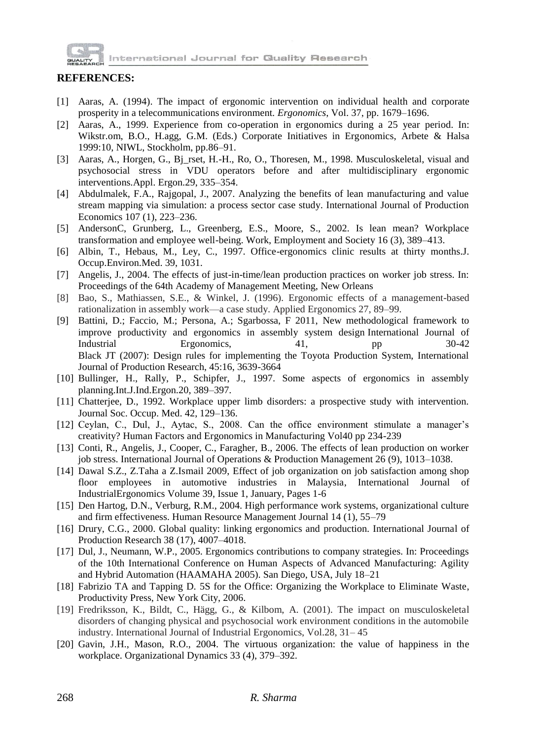**REFERENCES:**

[1] Aaras, A. (1994). The impact of ergonomic intervention on individual health and corporate prosperity in a telecommunications environment. *Ergonomics*, Vol. 37, pp. 1679–1696.

[2] Aaras, A., 1999. Experience from co-operation in ergonomics during a 25 year period. In: Wikstr.om, B.O., H.agg, G.M. (Eds.) Corporate Initiatives in Ergonomics, Arbete & Halsa 1999:10, NIWL, Stockholm, pp.86–91.

[3] Aaras, A., Horgen, G., Bj_rset, H.-H., Ro, O., Thoresen, M., 1998. Musculoskeletal, visual and psychosocial stress in VDU operators before and after multidisciplinary ergonomic interventions.Appl. Ergon.29, 335–354.

[4] Abdulmalek, F.A., Rajgopal, J., 2007. Analyzing the benefits of lean manufacturing and value stream mapping via simulation: a process sector case study. International Journal of Production Economics 107 (1), 223–236.

[5] AndersonC, Grunberg, L., Greenberg, E.S., Moore, S., 2002. Is lean mean? Workplace transformation and employee well-being. Work, Employment and Society 16 (3), 389–413.

[6] Albin, T., Hebaus, M., Ley, C., 1997. Office-ergonomics clinic results at thirty months.J. Occup.Environ.Med. 39, 1031.

[7] Angelis, J., 2004. The effects of just-in-time/lean production practices on worker job stress. In: Proceedings of the 64th Academy of Management Meeting, New Orleans

[8] Bao, S., Mathiassen, S.E., & Winkel, J. (1996). Ergonomic effects of a management-based rationalization in assembly work—a case study. Applied Ergonomics 27, 89–99.

[9] Battini, D.; Faccio, M.; Persona, A.; Sgarbossa, F 2011, New methodological framework to improve productivity and ergonomics in assembly system design International Journal of Industrial Ergonomics, 41, pp 30-42
Black JT (2007): Design rules for implementing the Toyota Production System, International Journal of Production Research, 45:16, 3639-3664

[10] Bullinger, H., Rally, P., Schipfer, J., 1997. Some aspects of ergonomics in assembly planning.Int.J.Ind.Ergon.20, 389–397.

[11] Chatterjee, D., 1992. Workplace upper limb disorders: a prospective study with intervention. Journal Soc. Occup. Med. 42, 129–136.

[12] Ceylan, C., Dul, J., Aytac, S., 2008. Can the office environment stimulate a manager's creativity? Human Factors and Ergonomics in Manufacturing Vol40 pp 234-239

[13] Conti, R., Angelis, J., Cooper, C., Faragher, B., 2006. The effects of lean production on worker job stress. International Journal of Operations & Production Management 26 (9), 1013–1038.

[14] Dawal S.Z., Z.Taha a Z.Ismail 2009, Effect of job organization on job satisfaction among shop floor employees in automotive industries in Malaysia, International Journal of IndustrialErgonomics Volume 39, Issue 1, January, Pages 1-6

[15] Den Hartog, D.N., Verburg, R.M., 2004. High performance work systems, organizational culture and firm effectiveness. Human Resource Management Journal 14 (1), 55–79

[16] Drury, C.G., 2000. Global quality: linking ergonomics and production. International Journal of Production Research 38 (17), 4007–4018.

[17] Dul, J., Neumann, W.P., 2005. Ergonomics contributions to company strategies. In: Proceedings of the 10th International Conference on Human Aspects of Advanced Manufacturing: Agility and Hybrid Automation (HAAMAHA 2005). San Diego, USA, July 18–21

[18] Fabrizio TA and Tapping D. 5S for the Office: Organizing the Workplace to Eliminate Waste, Productivity Press, New York City, 2006.

[19] Fredriksson, K., Bildt, C., Hägg, G., & Kilbom, A. (2001). The impact on musculoskeletal disorders of changing physical and psychosocial work environment conditions in the automobile industry. International Journal of Industrial Ergonomics, Vol.28, 31– 45

[20] Gavin, J.H., Mason, R.O., 2004. The virtuous organization: the value of happiness in the workplace. Organizational Dynamics 33 (4), 379–392.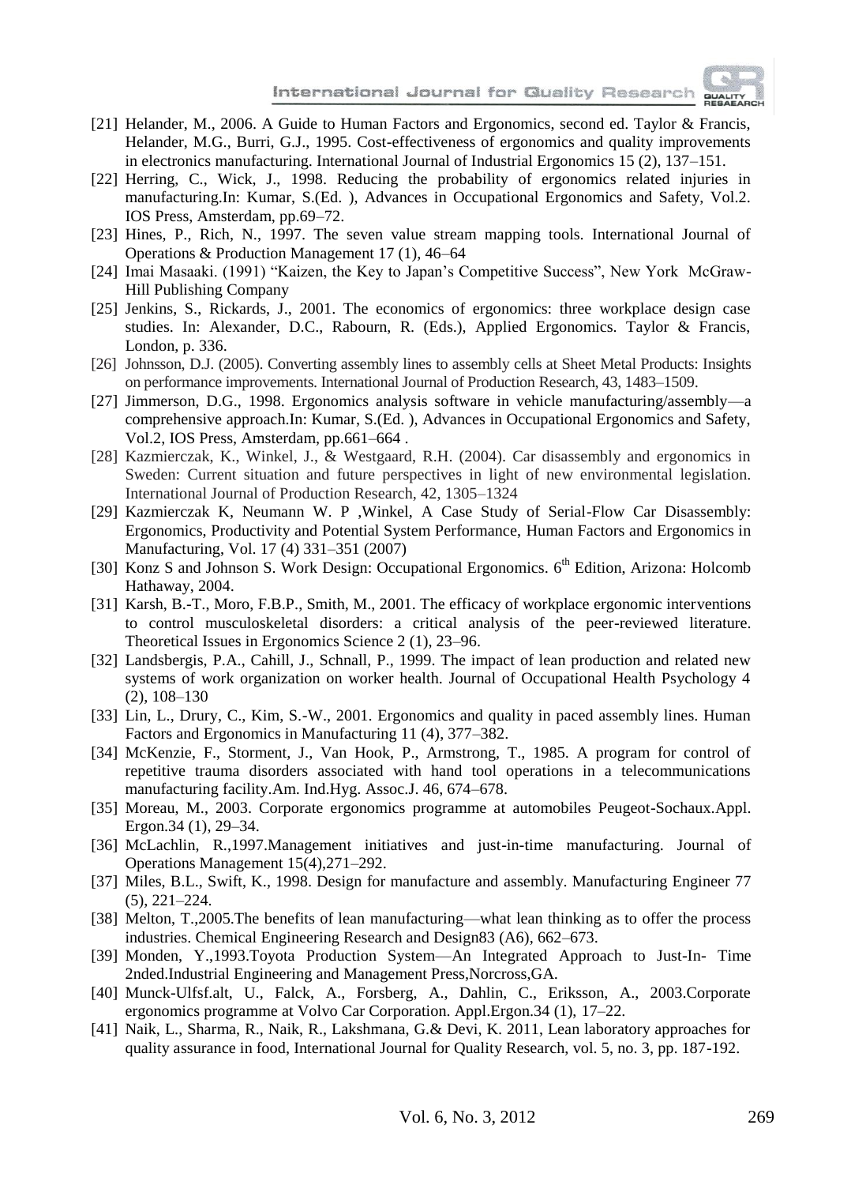[21] Helander, M., 2006. A Guide to Human Factors and Ergonomics, second ed. Taylor & Francis, Helander, M.G., Burri, G.J., 1995. Cost-effectiveness of ergonomics and quality improvements in electronics manufacturing. International Journal of Industrial Ergonomics 15 (2), 137–151.

[22] Herring, C., Wick, J., 1998. Reducing the probability of ergonomics related injuries in manufacturing.In: Kumar, S.(Ed. ), Advances in Occupational Ergonomics and Safety, Vol.2. IOS Press, Amsterdam, pp.69–72.

[23] Hines, P., Rich, N., 1997. The seven value stream mapping tools. International Journal of Operations & Production Management 17 (1), 46–64

[24] Imai Masaaki. (1991) "Kaizen, the Key to Japan's Competitive Success", New York McGraw-Hill Publishing Company

[25] Jenkins, S., Rickards, J., 2001. The economics of ergonomics: three workplace design case studies. In: Alexander, D.C., Rabourn, R. (Eds.), Applied Ergonomics. Taylor & Francis, London, p. 336.

[26] Johnsson, D.J. (2005). Converting assembly lines to assembly cells at Sheet Metal Products: Insights on performance improvements. International Journal of Production Research, 43, 1483–1509.

[27] Jimmerson, D.G., 1998. Ergonomics analysis software in vehicle manufacturing/assembly—a comprehensive approach.In: Kumar, S.(Ed. ), Advances in Occupational Ergonomics and Safety, Vol.2, IOS Press, Amsterdam, pp.661–664 .

[28] Kazmierczak, K., Winkel, J., & Westgaard, R.H. (2004). Car disassembly and ergonomics in Sweden: Current situation and future perspectives in light of new environmental legislation. International Journal of Production Research, 42, 1305–1324

[29] Kazmierczak K, Neumann W. P ,Winkel, A Case Study of Serial-Flow Car Disassembly: Ergonomics, Productivity and Potential System Performance, Human Factors and Ergonomics in Manufacturing, Vol. 17 (4) 331–351 (2007)

[30] Konz S and Johnson S. Work Design: Occupational Ergonomics. 6th Edition, Arizona: Holcomb Hathaway, 2004.

[31] Karsh, B.-T., Moro, F.B.P., Smith, M., 2001. The efficacy of workplace ergonomic interventions to control musculoskeletal disorders: a critical analysis of the peer-reviewed literature. Theoretical Issues in Ergonomics Science 2 (1), 23–96.

[32] Landsbergis, P.A., Cahill, J., Schnall, P., 1999. The impact of lean production and related new systems of work organization on worker health. Journal of Occupational Health Psychology 4 (2), 108–130

[33] Lin, L., Drury, C., Kim, S.-W., 2001. Ergonomics and quality in paced assembly lines. Human Factors and Ergonomics in Manufacturing 11 (4), 377–382.

[34] McKenzie, F., Storment, J., Van Hook, P., Armstrong, T., 1985. A program for control of repetitive trauma disorders associated with hand tool operations in a telecommunications manufacturing facility.Am. Ind.Hyg. Assoc.J. 46, 674–678.

[35] Moreau, M., 2003. Corporate ergonomics programme at automobiles Peugeot-Sochaux.Appl. Ergon.34 (1), 29–34.

[36] McLachlin, R.,1997.Management initiatives and just-in-time manufacturing. Journal of Operations Management 15(4),271–292.

[37] Miles, B.L., Swift, K., 1998. Design for manufacture and assembly. Manufacturing Engineer 77 (5), 221–224.

[38] Melton, T.,2005.The benefits of lean manufacturing—what lean thinking as to offer the process industries. Chemical Engineering Research and Design83 (A6), 662–673.

[39] Monden, Y.,1993.Toyota Production System—An Integrated Approach to Just-In- Time 2nded.Industrial Engineering and Management Press,Norcross,GA.

[40] Munck-Ulfsf.alt, U., Falck, A., Forsberg, A., Dahlin, C., Eriksson, A., 2003.Corporate ergonomics programme at Volvo Car Corporation. Appl.Ergon.34 (1), 17–22.

[41] Naik, L., Sharma, R., Naik, R., Lakshmana, G.& Devi, K. 2011, Lean laboratory approaches for quality assurance in food, International Journal for Quality Research, vol. 5, no. 3, pp. 187-192.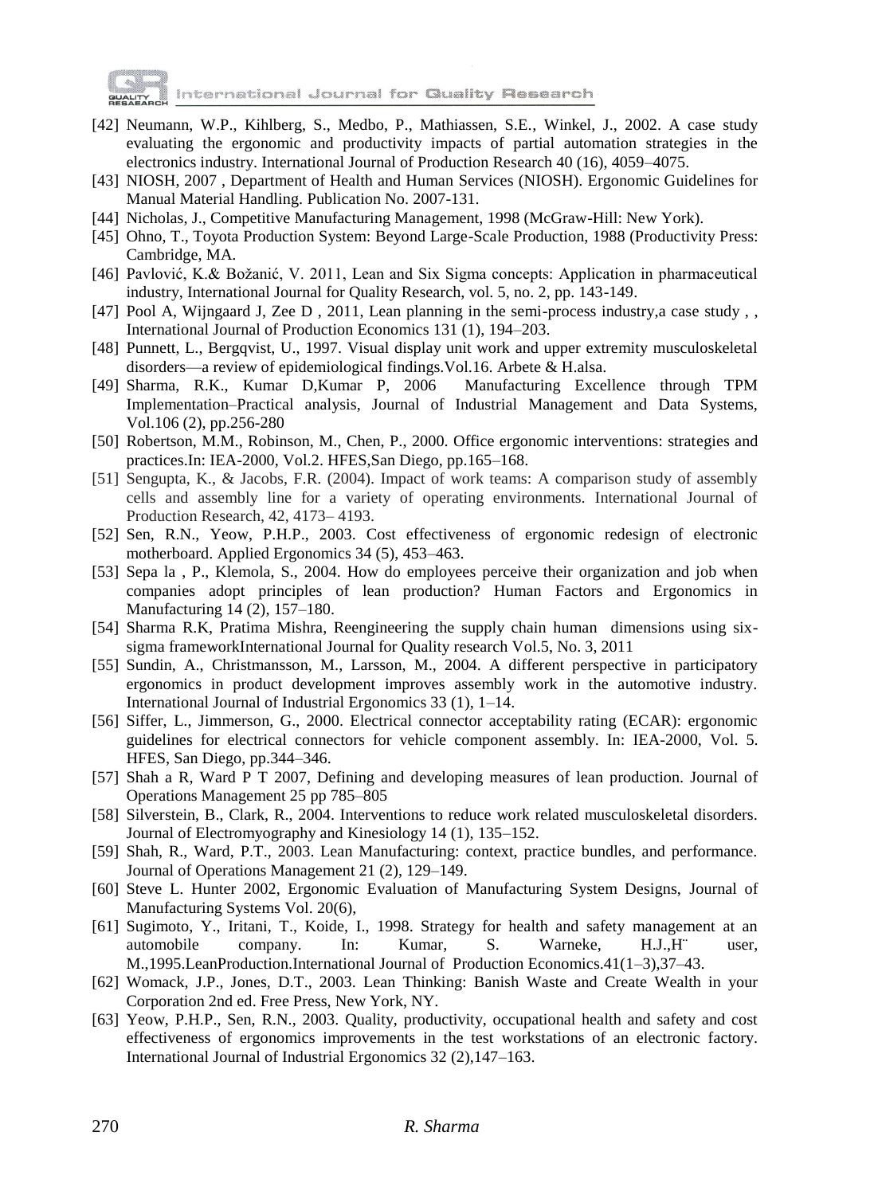[42] Neumann, W.P., Kihlberg, S., Medbo, P., Mathiassen, S.E., Winkel, J., 2002. A case study evaluating the ergonomic and productivity impacts of partial automation strategies in the electronics industry. International Journal of Production Research 40 (16), 4059–4075.

[43] NIOSH, 2007 , Department of Health and Human Services (NIOSH). Ergonomic Guidelines for Manual Material Handling. Publication No. 2007-131.

[44] Nicholas, J., Competitive Manufacturing Management, 1998 (McGraw-Hill: New York).

[45] Ohno, T., Toyota Production System: Beyond Large-Scale Production, 1988 (Productivity Press: Cambridge, MA.

[46] Pavlović, K.& Božanić, V. 2011, Lean and Six Sigma concepts: Application in pharmaceutical industry, International Journal for Quality Research, vol. 5, no. 2, pp. 143-149.

[47] Pool A, Wijngaard J, Zee D , 2011, Lean planning in the semi-process industry,a case study , , International Journal of Production Economics 131 (1), 194–203.

[48] Punnett, L., Bergqvist, U., 1997. Visual display unit work and upper extremity musculoskeletal disorders—a review of epidemiological findings.Vol.16. Arbete & H.alsa.

[49] Sharma, R.K., Kumar D,Kumar P, 2006 Manufacturing Excellence through TPM Implementation–Practical analysis, Journal of Industrial Management and Data Systems, Vol.106 (2), pp.256-280

[50] Robertson, M.M., Robinson, M., Chen, P., 2000. Office ergonomic interventions: strategies and practices.In: IEA-2000, Vol.2. HFES,San Diego, pp.165–168.

[51] Sengupta, K., & Jacobs, F.R. (2004). Impact of work teams: A comparison study of assembly cells and assembly line for a variety of operating environments. International Journal of Production Research, 42, 4173– 4193.

[52] Sen, R.N., Yeow, P.H.P., 2003. Cost effectiveness of ergonomic redesign of electronic motherboard. Applied Ergonomics 34 (5), 453–463.

[53] Sepa la , P., Klemola, S., 2004. How do employees perceive their organization and job when companies adopt principles of lean production? Human Factors and Ergonomics in Manufacturing 14 (2), 157–180.

[54] Sharma R.K, Pratima Mishra, Reengineering the supply chain human dimensions using six-sigma frameworkInternational Journal for Quality research Vol.5, No. 3, 2011

[55] Sundin, A., Christmansson, M., Larsson, M., 2004. A different perspective in participatory ergonomics in product development improves assembly work in the automotive industry. International Journal of Industrial Ergonomics 33 (1), 1–14.

[56] Siffer, L., Jimmerson, G., 2000. Electrical connector acceptability rating (ECAR): ergonomic guidelines for electrical connectors for vehicle component assembly. In: IEA-2000, Vol. 5. HFES, San Diego, pp.344–346.

[57] Shah a R, Ward P T 2007, Defining and developing measures of lean production. Journal of Operations Management 25 pp 785–805

[58] Silverstein, B., Clark, R., 2004. Interventions to reduce work related musculoskeletal disorders. Journal of Electromyography and Kinesiology 14 (1), 135–152.

[59] Shah, R., Ward, P.T., 2003. Lean Manufacturing: context, practice bundles, and performance. Journal of Operations Management 21 (2), 129–149.

[60] Steve L. Hunter 2002, Ergonomic Evaluation of Manufacturing System Designs, Journal of Manufacturing Systems Vol. 20(6),

[61] Sugimoto, Y., Iritani, T., Koide, I., 1998. Strategy for health and safety management at an automobile company. In: Kumar, S. Warneke, H.J.,H¨ user, M.,1995.LeanProduction.International Journal of Production Economics.41(1–3),37–43.

[62] Womack, J.P., Jones, D.T., 2003. Lean Thinking: Banish Waste and Create Wealth in your Corporation 2nd ed. Free Press, New York, NY.

[63] Yeow, P.H.P., Sen, R.N., 2003. Quality, productivity, occupational health and safety and cost effectiveness of ergonomics improvements in the test workstations of an electronic factory. International Journal of Industrial Ergonomics 32 (2),147–163.